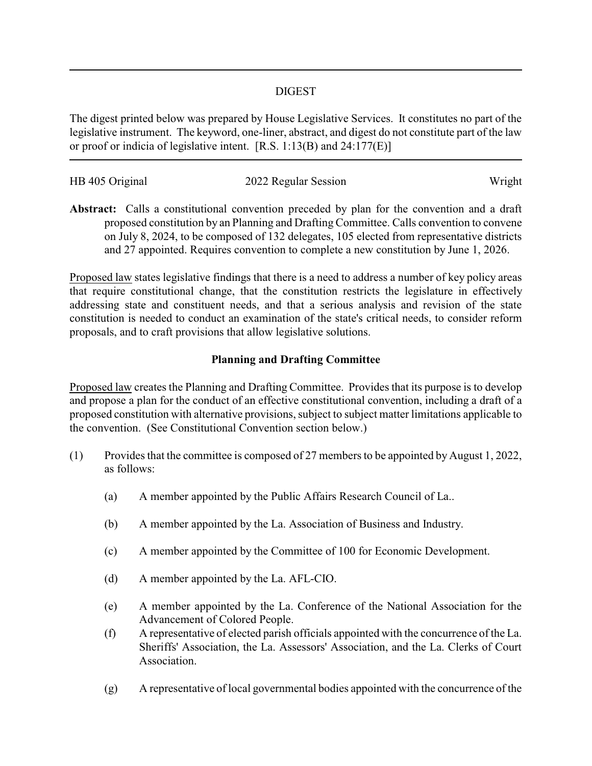# DIGEST

The digest printed below was prepared by House Legislative Services. It constitutes no part of the legislative instrument. The keyword, one-liner, abstract, and digest do not constitute part of the law or proof or indicia of legislative intent. [R.S. 1:13(B) and 24:177(E)]

HB 405 Original | 2022 Regular Session | Wright

**Abstract:** Calls a constitutional convention preceded by plan for the convention and a draft proposed constitution by an Planning and Drafting Committee. Calls convention to convene on July 8, 2024, to be composed of 132 delegates, 105 elected from representative districts and 27 appointed. Requires convention to complete a new constitution by June 1, 2026.

Proposed law states legislative findings that there is a need to address a number of key policy areas that require constitutional change, that the constitution restricts the legislature in effectively addressing state and constituent needs, and that a serious analysis and revision of the state constitution is needed to conduct an examination of the state's critical needs, to consider reform proposals, and to craft provisions that allow legislative solutions.

**Planning and Drafting Committee**

Proposed law creates the Planning and Drafting Committee. Provides that its purpose is to develop and propose a plan for the conduct of an effective constitutional convention, including a draft of a proposed constitution with alternative provisions, subject to subject matter limitations applicable to the convention. (See Constitutional Convention section below.)

(1) Provides that the committee is composed of 27 members to be appointed by August 1, 2022, as follows:

(a) A member appointed by the Public Affairs Research Council of La..

(b) A member appointed by the La. Association of Business and Industry.

(c) A member appointed by the Committee of 100 for Economic Development.

(d) A member appointed by the La. AFL-CIO.

(e) A member appointed by the La. Conference of the National Association for the Advancement of Colored People.

(f) A representative of elected parish officials appointed with the concurrence of the La. Sheriffs' Association, the La. Assessors' Association, and the La. Clerks of Court Association.

(g) A representative of local governmental bodies appointed with the concurrence of the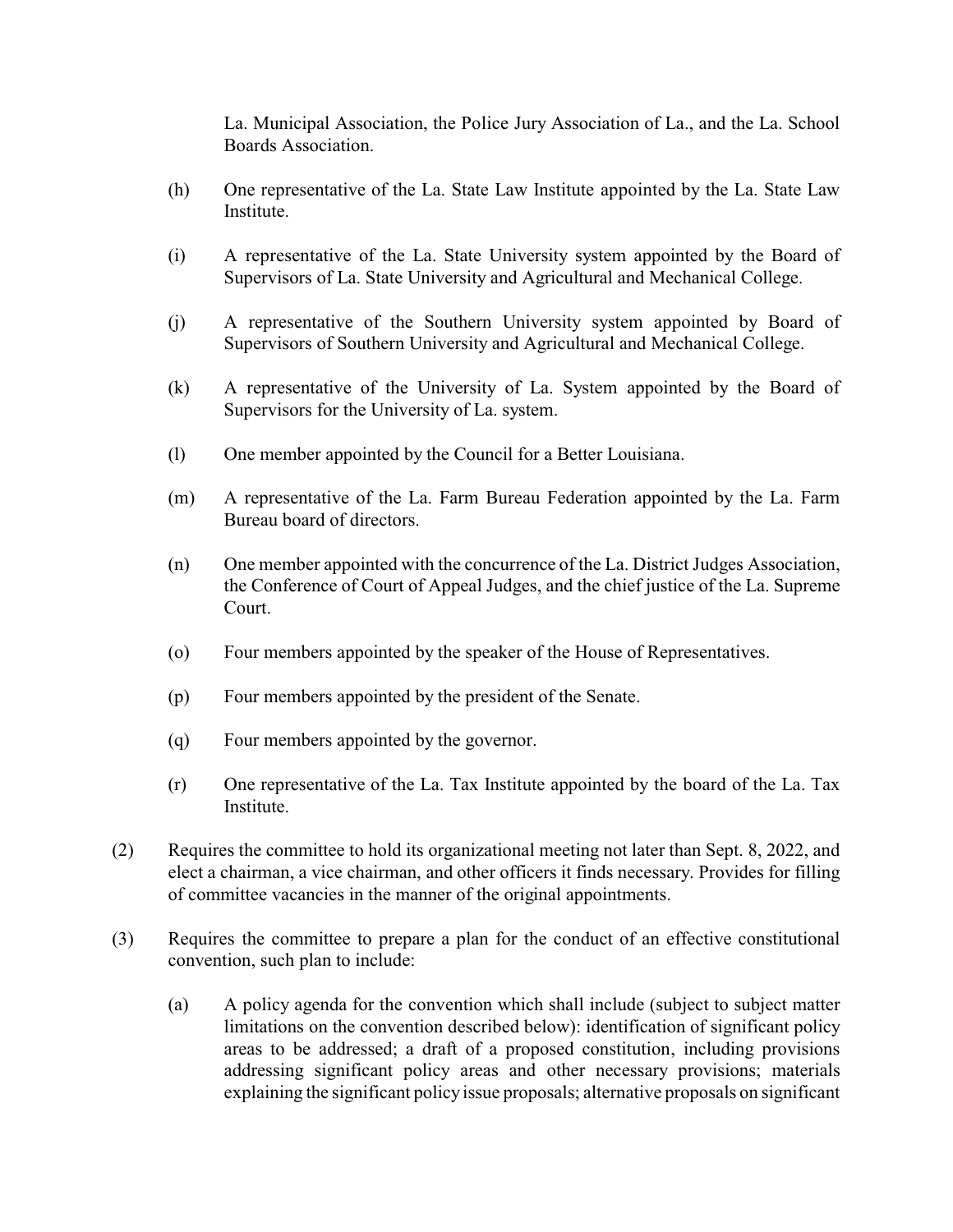La. Municipal Association, the Police Jury Association of La., and the La. School Boards Association.

(h) One representative of the La. State Law Institute appointed by the La. State Law Institute.

(i) A representative of the La. State University system appointed by the Board of Supervisors of La. State University and Agricultural and Mechanical College.

(j) A representative of the Southern University system appointed by Board of Supervisors of Southern University and Agricultural and Mechanical College.

(k) A representative of the University of La. System appointed by the Board of Supervisors for the University of La. system.

(l) One member appointed by the Council for a Better Louisiana.

(m) A representative of the La. Farm Bureau Federation appointed by the La. Farm Bureau board of directors.

(n) One member appointed with the concurrence of the La. District Judges Association, the Conference of Court of Appeal Judges, and the chief justice of the La. Supreme Court.

(o) Four members appointed by the speaker of the House of Representatives.

(p) Four members appointed by the president of the Senate.

(q) Four members appointed by the governor.

(r) One representative of the La. Tax Institute appointed by the board of the La. Tax Institute.

(2) Requires the committee to hold its organizational meeting not later than Sept. 8, 2022, and elect a chairman, a vice chairman, and other officers it finds necessary. Provides for filling of committee vacancies in the manner of the original appointments.

(3) Requires the committee to prepare a plan for the conduct of an effective constitutional convention, such plan to include:

(a) A policy agenda for the convention which shall include (subject to subject matter limitations on the convention described below): identification of significant policy areas to be addressed; a draft of a proposed constitution, including provisions addressing significant policy areas and other necessary provisions; materials explaining the significant policy issue proposals; alternative proposals on significant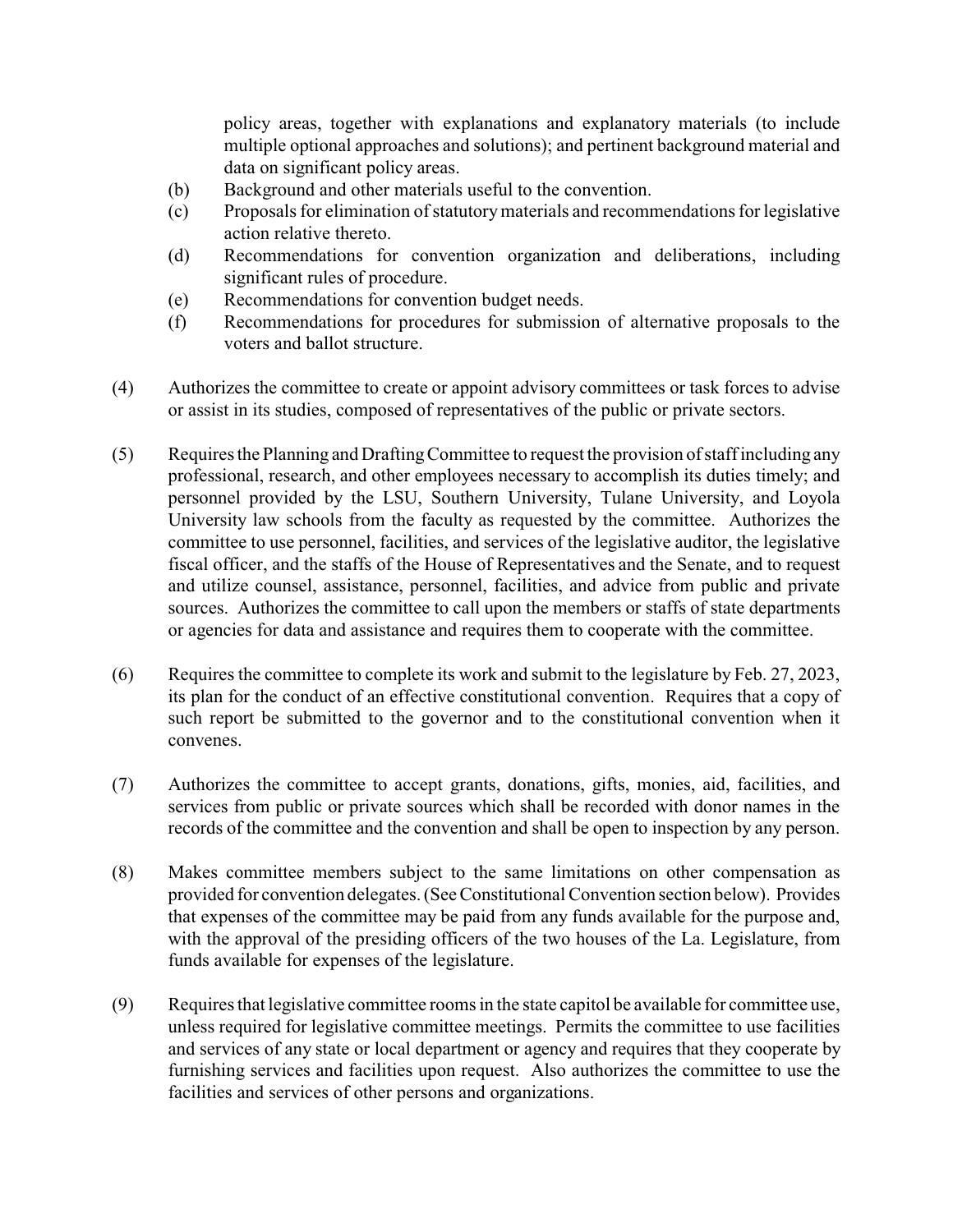policy areas, together with explanations and explanatory materials (to include multiple optional approaches and solutions); and pertinent background material and data on significant policy areas.

(b) Background and other materials useful to the convention.

(c) Proposals for elimination of statutory materials and recommendations for legislative action relative thereto.

(d) Recommendations for convention organization and deliberations, including significant rules of procedure.

(e) Recommendations for convention budget needs.

(f) Recommendations for procedures for submission of alternative proposals to the voters and ballot structure.

(4) Authorizes the committee to create or appoint advisory committees or task forces to advise or assist in its studies, composed of representatives of the public or private sectors.

(5) Requires the Planning and Drafting Committee to request the provision of staff including any professional, research, and other employees necessary to accomplish its duties timely; and personnel provided by the LSU, Southern University, Tulane University, and Loyola University law schools from the faculty as requested by the committee. Authorizes the committee to use personnel, facilities, and services of the legislative auditor, the legislative fiscal officer, and the staffs of the House of Representatives and the Senate, and to request and utilize counsel, assistance, personnel, facilities, and advice from public and private sources. Authorizes the committee to call upon the members or staffs of state departments or agencies for data and assistance and requires them to cooperate with the committee.

(6) Requires the committee to complete its work and submit to the legislature by Feb. 27, 2023, its plan for the conduct of an effective constitutional convention. Requires that a copy of such report be submitted to the governor and to the constitutional convention when it convenes.

(7) Authorizes the committee to accept grants, donations, gifts, monies, aid, facilities, and services from public or private sources which shall be recorded with donor names in the records of the committee and the convention and shall be open to inspection by any person.

(8) Makes committee members subject to the same limitations on other compensation as provided for convention delegates. (See Constitutional Convention section below). Provides that expenses of the committee may be paid from any funds available for the purpose and, with the approval of the presiding officers of the two houses of the La. Legislature, from funds available for expenses of the legislature.

(9) Requires that legislative committee rooms in the state capitol be available for committee use, unless required for legislative committee meetings. Permits the committee to use facilities and services of any state or local department or agency and requires that they cooperate by furnishing services and facilities upon request. Also authorizes the committee to use the facilities and services of other persons and organizations.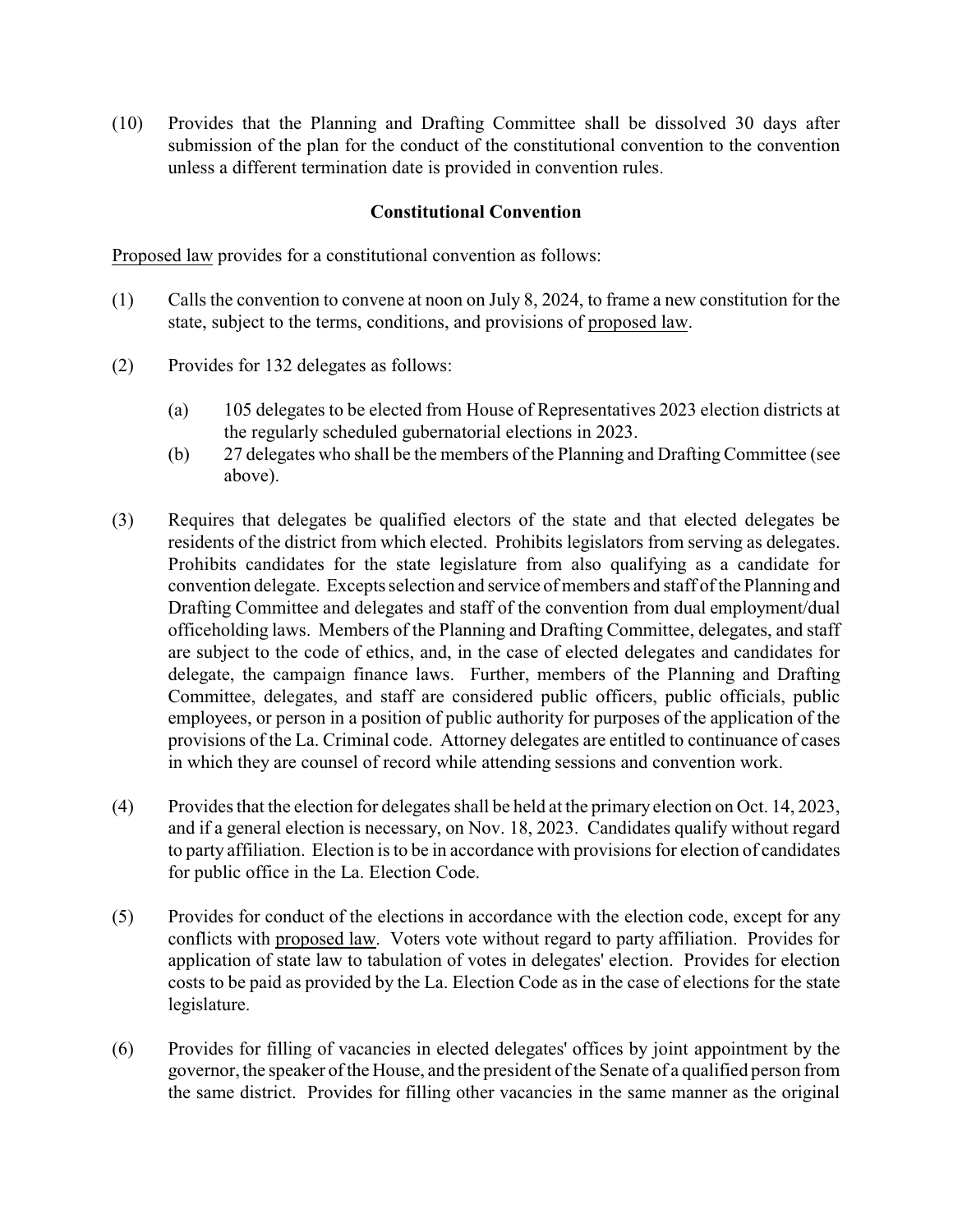(10) Provides that the Planning and Drafting Committee shall be dissolved 30 days after submission of the plan for the conduct of the constitutional convention to the convention unless a different termination date is provided in convention rules.

**Constitutional Convention**

Proposed law provides for a constitutional convention as follows:

(1) Calls the convention to convene at noon on July 8, 2024, to frame a new constitution for the state, subject to the terms, conditions, and provisions of proposed law.

(2) Provides for 132 delegates as follows:

  (a) 105 delegates to be elected from House of Representatives 2023 election districts at the regularly scheduled gubernatorial elections in 2023.

  (b) 27 delegates who shall be the members of the Planning and Drafting Committee (see above).

(3) Requires that delegates be qualified electors of the state and that elected delegates be residents of the district from which elected. Prohibits legislators from serving as delegates. Prohibits candidates for the state legislature from also qualifying as a candidate for convention delegate. Excepts selection and service of members and staff of the Planning and Drafting Committee and delegates and staff of the convention from dual employment/dual officeholding laws. Members of the Planning and Drafting Committee, delegates, and staff are subject to the code of ethics, and, in the case of elected delegates and candidates for delegate, the campaign finance laws. Further, members of the Planning and Drafting Committee, delegates, and staff are considered public officers, public officials, public employees, or person in a position of public authority for purposes of the application of the provisions of the La. Criminal code. Attorney delegates are entitled to continuance of cases in which they are counsel of record while attending sessions and convention work.

(4) Provides that the election for delegates shall be held at the primary election on Oct. 14, 2023, and if a general election is necessary, on Nov. 18, 2023. Candidates qualify without regard to party affiliation. Election is to be in accordance with provisions for election of candidates for public office in the La. Election Code.

(5) Provides for conduct of the elections in accordance with the election code, except for any conflicts with proposed law. Voters vote without regard to party affiliation. Provides for application of state law to tabulation of votes in delegates' election. Provides for election costs to be paid as provided by the La. Election Code as in the case of elections for the state legislature.

(6) Provides for filling of vacancies in elected delegates' offices by joint appointment by the governor, the speaker of the House, and the president of the Senate of a qualified person from the same district. Provides for filling other vacancies in the same manner as the original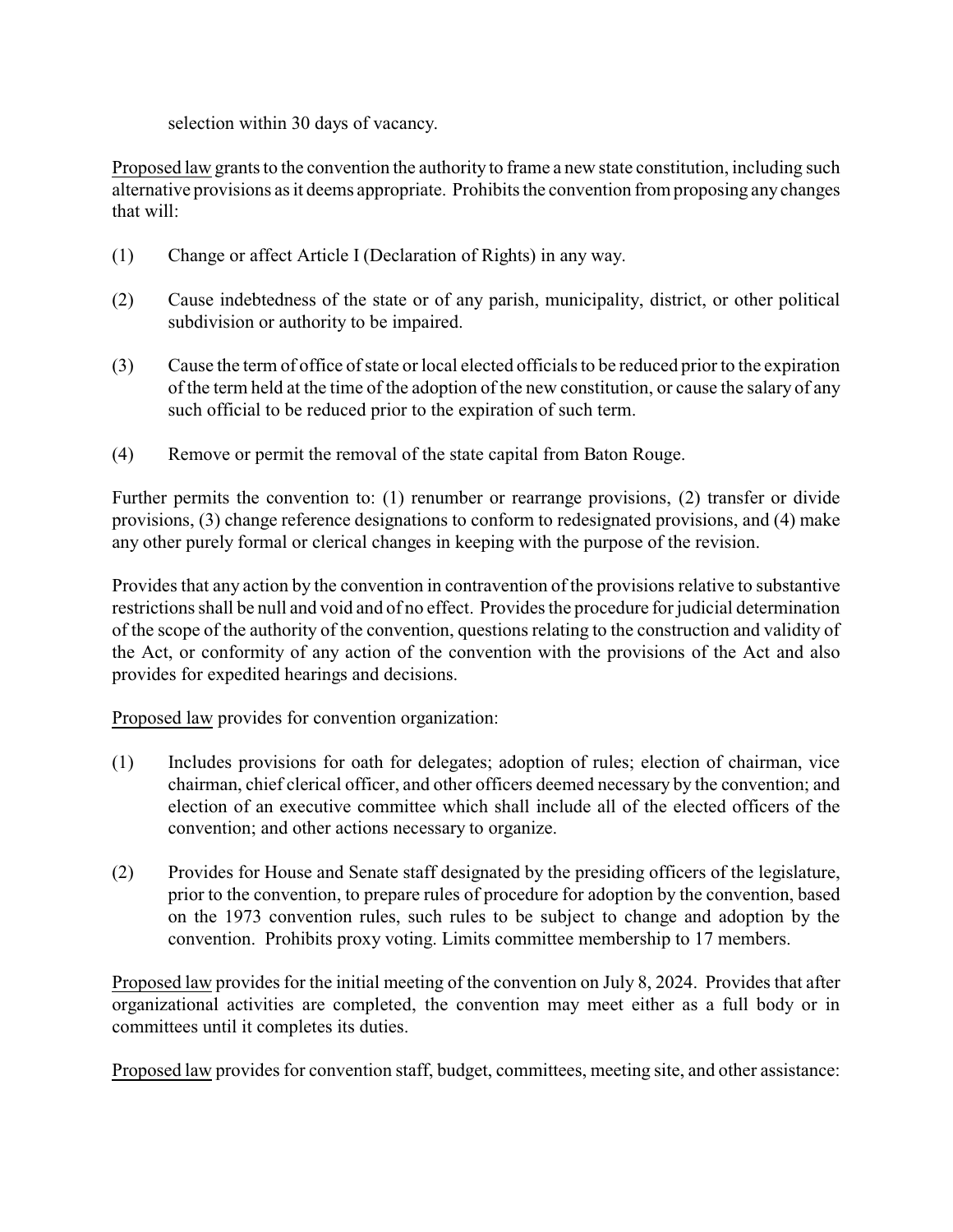selection within 30 days of vacancy.

Proposed law grants to the convention the authority to frame a new state constitution, including such alternative provisions as it deems appropriate. Prohibits the convention from proposing any changes that will:

(1) Change or affect Article I (Declaration of Rights) in any way.

(2) Cause indebtedness of the state or of any parish, municipality, district, or other political subdivision or authority to be impaired.

(3) Cause the term of office of state or local elected officials to be reduced prior to the expiration of the term held at the time of the adoption of the new constitution, or cause the salary of any such official to be reduced prior to the expiration of such term.

(4) Remove or permit the removal of the state capital from Baton Rouge.

Further permits the convention to: (1) renumber or rearrange provisions, (2) transfer or divide provisions, (3) change reference designations to conform to redesignated provisions, and (4) make any other purely formal or clerical changes in keeping with the purpose of the revision.

Provides that any action by the convention in contravention of the provisions relative to substantive restrictions shall be null and void and of no effect. Provides the procedure for judicial determination of the scope of the authority of the convention, questions relating to the construction and validity of the Act, or conformity of any action of the convention with the provisions of the Act and also provides for expedited hearings and decisions.

Proposed law provides for convention organization:

(1) Includes provisions for oath for delegates; adoption of rules; election of chairman, vice chairman, chief clerical officer, and other officers deemed necessary by the convention; and election of an executive committee which shall include all of the elected officers of the convention; and other actions necessary to organize.

(2) Provides for House and Senate staff designated by the presiding officers of the legislature, prior to the convention, to prepare rules of procedure for adoption by the convention, based on the 1973 convention rules, such rules to be subject to change and adoption by the convention. Prohibits proxy voting. Limits committee membership to 17 members.

Proposed law provides for the initial meeting of the convention on July 8, 2024. Provides that after organizational activities are completed, the convention may meet either as a full body or in committees until it completes its duties.

Proposed law provides for convention staff, budget, committees, meeting site, and other assistance: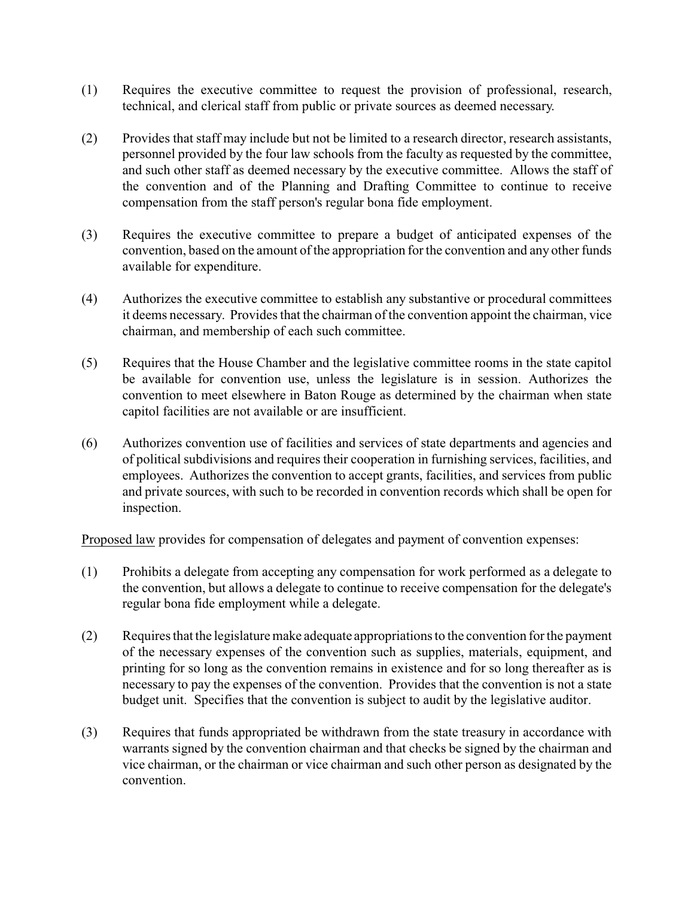(1) Requires the executive committee to request the provision of professional, research, technical, and clerical staff from public or private sources as deemed necessary.

(2) Provides that staff may include but not be limited to a research director, research assistants, personnel provided by the four law schools from the faculty as requested by the committee, and such other staff as deemed necessary by the executive committee. Allows the staff of the convention and of the Planning and Drafting Committee to continue to receive compensation from the staff person's regular bona fide employment.

(3) Requires the executive committee to prepare a budget of anticipated expenses of the convention, based on the amount of the appropriation for the convention and any other funds available for expenditure.

(4) Authorizes the executive committee to establish any substantive or procedural committees it deems necessary. Provides that the chairman of the convention appoint the chairman, vice chairman, and membership of each such committee.

(5) Requires that the House Chamber and the legislative committee rooms in the state capitol be available for convention use, unless the legislature is in session. Authorizes the convention to meet elsewhere in Baton Rouge as determined by the chairman when state capitol facilities are not available or are insufficient.

(6) Authorizes convention use of facilities and services of state departments and agencies and of political subdivisions and requires their cooperation in furnishing services, facilities, and employees. Authorizes the convention to accept grants, facilities, and services from public and private sources, with such to be recorded in convention records which shall be open for inspection.

<u>Proposed law</u> provides for compensation of delegates and payment of convention expenses:

(1) Prohibits a delegate from accepting any compensation for work performed as a delegate to the convention, but allows a delegate to continue to receive compensation for the delegate's regular bona fide employment while a delegate.

(2) Requires that the legislature make adequate appropriations to the convention for the payment of the necessary expenses of the convention such as supplies, materials, equipment, and printing for so long as the convention remains in existence and for so long thereafter as is necessary to pay the expenses of the convention. Provides that the convention is not a state budget unit. Specifies that the convention is subject to audit by the legislative auditor.

(3) Requires that funds appropriated be withdrawn from the state treasury in accordance with warrants signed by the convention chairman and that checks be signed by the chairman and vice chairman, or the chairman or vice chairman and such other person as designated by the convention.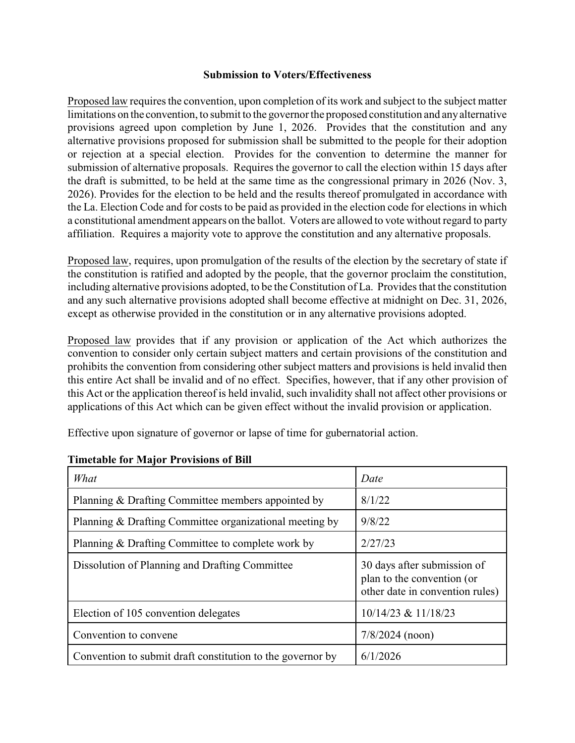**Submission to Voters/Effectiveness**

Proposed law requires the convention, upon completion of its work and subject to the subject matter limitations on the convention, to submit to the governor the proposed constitution and any alternative provisions agreed upon completion by June 1, 2026. Provides that the constitution and any alternative provisions proposed for submission shall be submitted to the people for their adoption or rejection at a special election. Provides for the convention to determine the manner for submission of alternative proposals. Requires the governor to call the election within 15 days after the draft is submitted, to be held at the same time as the congressional primary in 2026 (Nov. 3, 2026). Provides for the election to be held and the results thereof promulgated in accordance with the La. Election Code and for costs to be paid as provided in the election code for elections in which a constitutional amendment appears on the ballot. Voters are allowed to vote without regard to party affiliation. Requires a majority vote to approve the constitution and any alternative proposals.

Proposed law, requires, upon promulgation of the results of the election by the secretary of state if the constitution is ratified and adopted by the people, that the governor proclaim the constitution, including alternative provisions adopted, to be the Constitution of La. Provides that the constitution and any such alternative provisions adopted shall become effective at midnight on Dec. 31, 2026, except as otherwise provided in the constitution or in any alternative provisions adopted.

Proposed law provides that if any provision or application of the Act which authorizes the convention to consider only certain subject matters and certain provisions of the constitution and prohibits the convention from considering other subject matters and provisions is held invalid then this entire Act shall be invalid and of no effect. Specifies, however, that if any other provision of this Act or the application thereof is held invalid, such invalidity shall not affect other provisions or applications of this Act which can be given effect without the invalid provision or application.

Effective upon signature of governor or lapse of time for gubernatorial action.

**Timetable for Major Provisions of Bill**

| *What* | *Date* |
|---|---|
| Planning & Drafting Committee members appointed by | 8/1/22 |
| Planning & Drafting Committee organizational meeting by | 9/8/22 |
| Planning & Drafting Committee to complete work by | 2/27/23 |
| Dissolution of Planning and Drafting Committee | 30 days after submission of plan to the convention (or other date in convention rules) |
| Election of 105 convention delegates | 10/14/23 & 11/18/23 |
| Convention to convene | 7/8/2024 (noon) |
| Convention to submit draft constitution to the governor by | 6/1/2026 |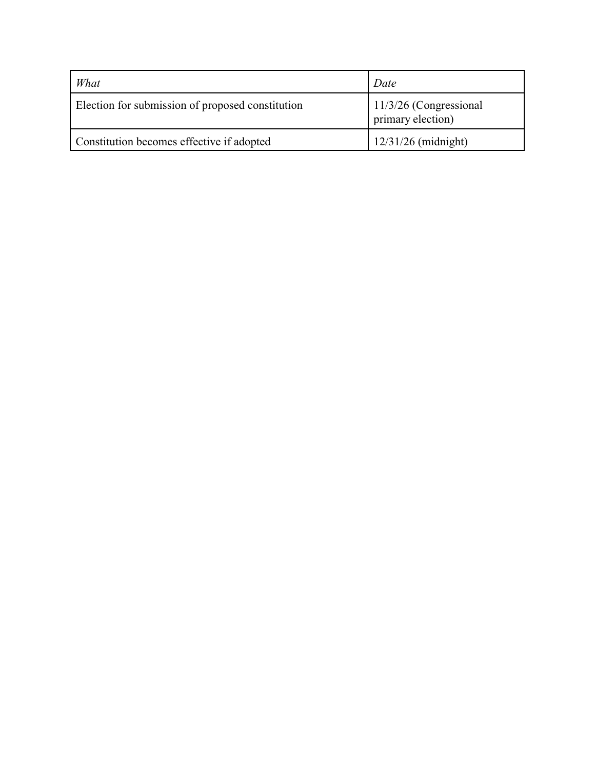| *What* | *Date* |
| --- | --- |
| Election for submission of proposed constitution | 11/3/26 (Congressional primary election) |
| Constitution becomes effective if adopted | 12/31/26 (midnight) |